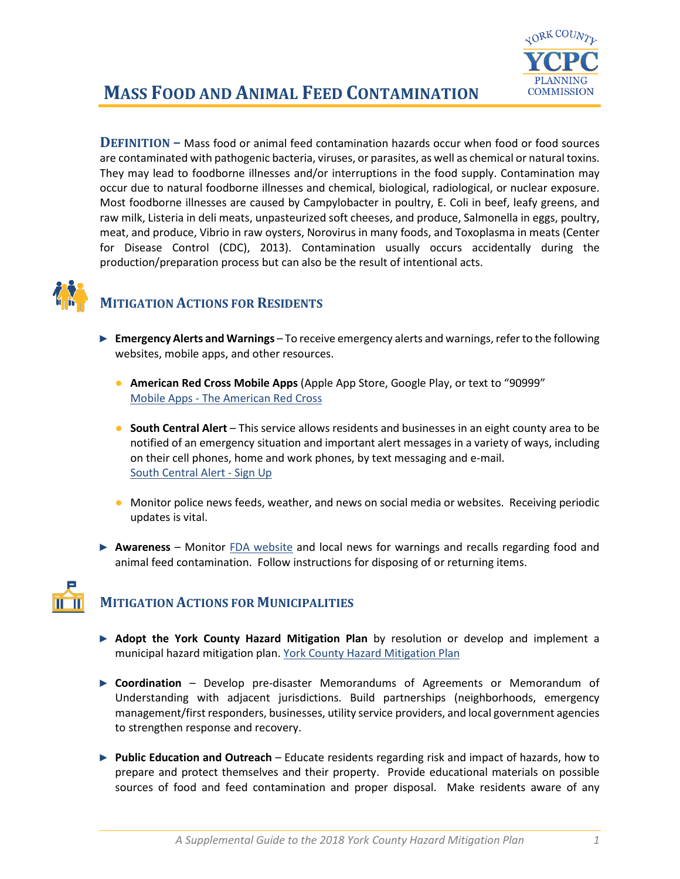# Mass Food and Animal Feed Contamination

**Definition –** Mass food or animal feed contamination hazards occur when food or food sources are contaminated with pathogenic bacteria, viruses, or parasites, as well as chemical or natural toxins. They may lead to foodborne illnesses and/or interruptions in the food supply. Contamination may occur due to natural foodborne illnesses and chemical, biological, radiological, or nuclear exposure. Most foodborne illnesses are caused by Campylobacter in poultry, E. Coli in beef, leafy greens, and raw milk, Listeria in deli meats, unpasteurized soft cheeses, and produce, Salmonella in eggs, poultry, meat, and produce, Vibrio in raw oysters, Norovirus in many foods, and Toxoplasma in meats (Center for Disease Control (CDC), 2013). Contamination usually occurs accidentally during the production/preparation process but can also be the result of intentional acts.

## Mitigation Actions for Residents

- **Emergency Alerts and Warnings** – To receive emergency alerts and warnings, refer to the following websites, mobile apps, and other resources.
  - **American Red Cross Mobile Apps** (Apple App Store, Google Play, or text to "90999" [Mobile Apps - The American Red Cross]()
  - **South Central Alert** – This service allows residents and businesses in an eight county area to be notified of an emergency situation and important alert messages in a variety of ways, including on their cell phones, home and work phones, by text messaging and e-mail. [South Central Alert - Sign Up]()
  - Monitor police news feeds, weather, and news on social media or websites. Receiving periodic updates is vital.
- **Awareness** – Monitor [FDA website]() and local news for warnings and recalls regarding food and animal feed contamination. Follow instructions for disposing of or returning items.

## Mitigation Actions for Municipalities

- **Adopt the York County Hazard Mitigation Plan** by resolution or develop and implement a municipal hazard mitigation plan. [York County Hazard Mitigation Plan]()
- **Coordination** – Develop pre-disaster Memorandums of Agreements or Memorandum of Understanding with adjacent jurisdictions. Build partnerships (neighborhoods, emergency management/first responders, businesses, utility service providers, and local government agencies to strengthen response and recovery.
- **Public Education and Outreach** – Educate residents regarding risk and impact of hazards, how to prepare and protect themselves and their property. Provide educational materials on possible sources of food and feed contamination and proper disposal. Make residents aware of any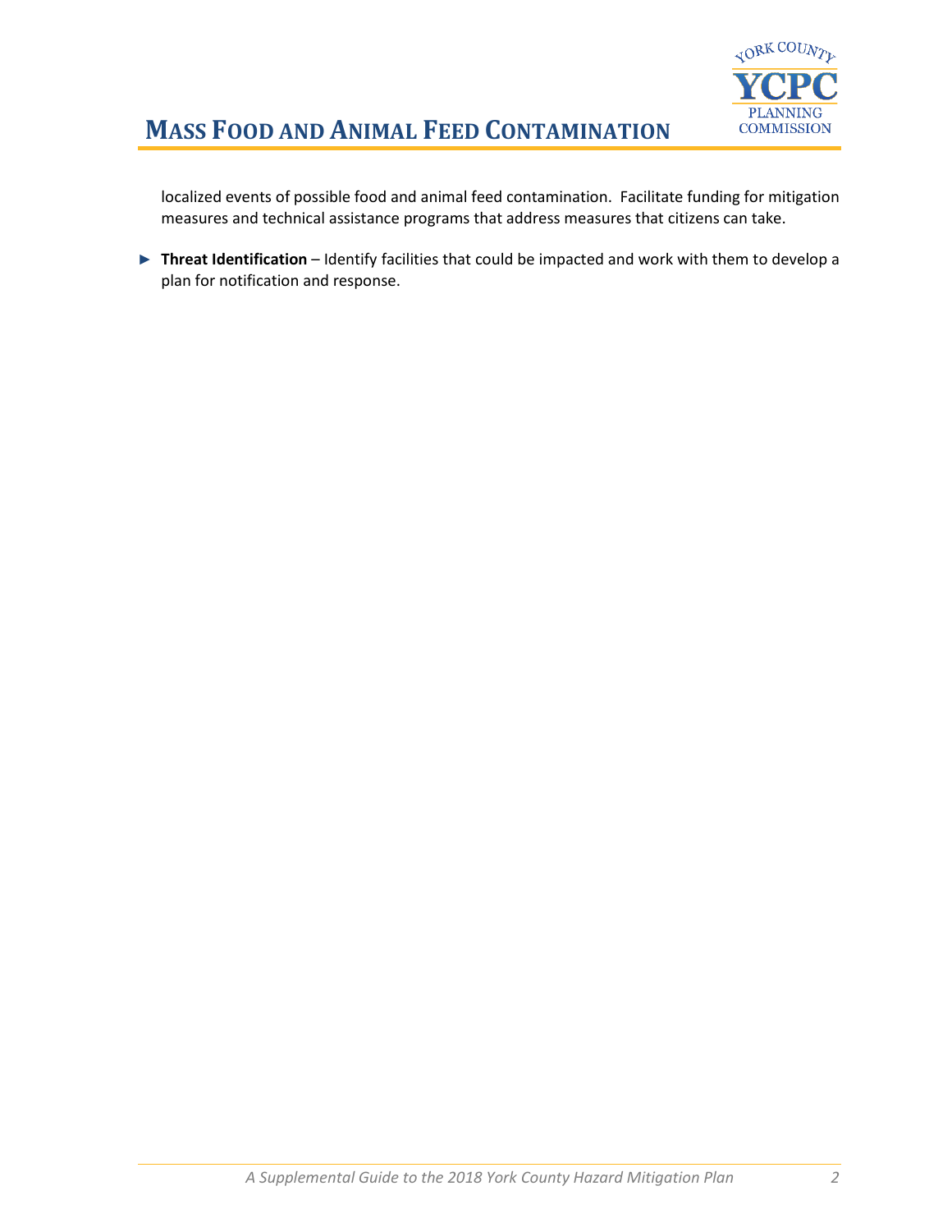localized events of possible food and animal feed contamination.  Facilitate funding for mitigation measures and technical assistance programs that address measures that citizens can take.

- **Threat Identification** – Identify facilities that could be impacted and work with them to develop a plan for notification and response.